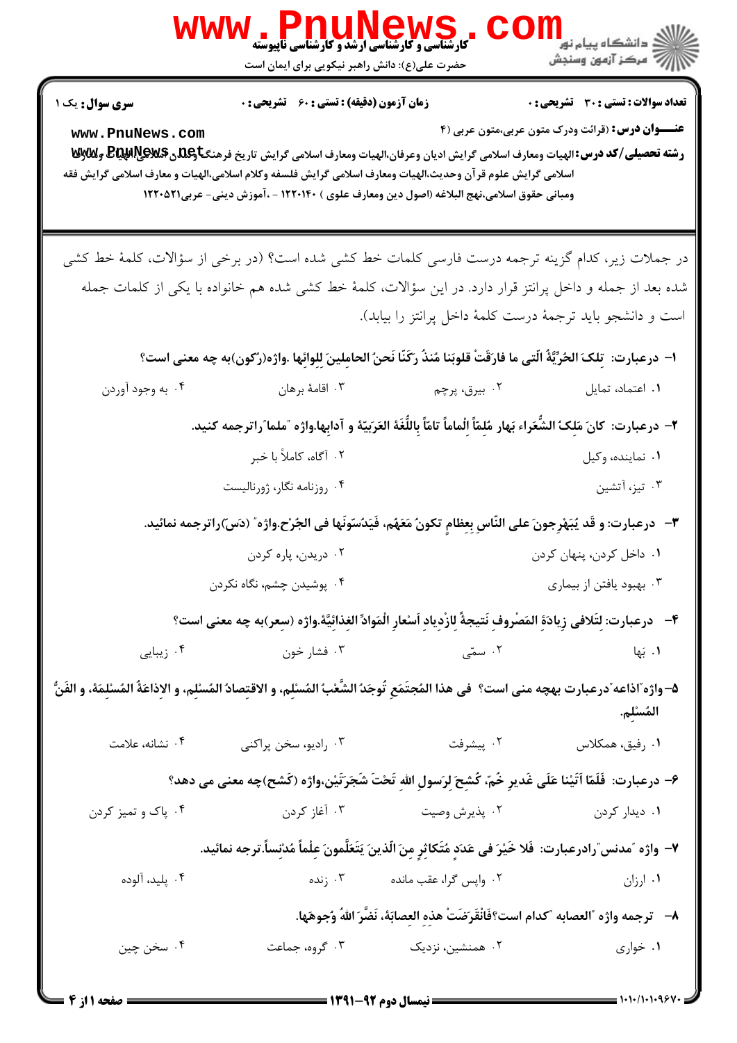کارشناسی و کارشناسی ارشد و کارشناسی ناپیوسته
حضرت علی(ع): دانش راهبر نیکویی برای ایمان است

دانشگاه پیام نور
مرکز آزمون وسنجش

**سری سوال:** یک ۱ | **زمان آزمون (دقیقه) : تستی :** ۶۰ **تشریحی :** ۰ | **تعداد سوالات : تستی :** ۳۰ **تشریحی :** ۰

**عنـــوان درس :** (قرائت ودرک متون عربی،متون عربی (۴

**رشته تحصیلی/کد درس :** الهیات ومعارف اسلامی گرایش ادیان وعرفان،الهیات ومعارف اسلامی گرایش تاریخ فرهنگ وتمدن اسلامی،الهیات ومعارف اسلامی گرایش علوم قرآن وحدیث،الهیات ومعارف اسلامی گرایش فلسفه وکلام اسلامی،الهیات و معارف اسلامی گرایش فقه ومبانی حقوق اسلامی،نهج البلاغه (اصول دین ومعارف علوی ) ۱۲۲۰۱۴۰ - ،آموزش دینی- عربی۱۲۲۰۵۲۱

در جملات زیر، کدام گزینه ترجمه درست فارسی کلمات خط کشی شده است؟ (در برخی از سؤالات، کلمهٔ خط کشی شده بعد از جمله و داخل پرانتز قرار دارد. در این سؤالات، کلمهٔ خط کشی شده هم خانواده با یکی از کلمات جمله است و دانشجو باید ترجمهٔ درست کلمهٔ داخل پرانتز را بیابد).

۱- درعبارت: تِلکَ الحُرِّیَّةُ الّتی ما فارَقَتْ قلوبَنا مُنذُ رَکَنّا نَحنُ الحامِلینَ لِلِوائِها .واژه(رُکون)به چه معنی است؟

۱. اعتماد، تمایل
۲. بیرق، پرچم
۳. اقامهٔ برهان
۴. به وجود آوردن

۲- درعبارت: کانَ مَلِکُ الشُّعَراء بَهار مُلِمّاً اِلْماماً تامّاً بِاللُّغَةِ العَرَبیّةِ و آدابِها.واژه "ملما"راترجمه کنید.

۱. نماینده، وکیل
۲. آگاه، کاملاً با خبر
۳. تیز، آتشین
۴. روزنامه نگار، ژورنالیست

۳- درعبارت: و قَد یُبَهْرِجونَ علی النّاسِ بِعِظامٍ تکونُ مَعَهُم، فَیَدُسّونَها فی الجُرْحِ.واژه" (دَس")راترجمه نمائید.

۱. داخل کردن، پنهان کردن
۲. دریدن، پاره کردن
۳. بهبود یافتن از بیماری
۴. پوشیدن چشم، نگاه نکردن

۴- درعبارت: لِتَلافی زیادَةِ المَصْروفِ نَتیجةً لِازْدیادِ اَسْعارِ الْمَوادِّ الغِذائیَّةِ.واژه (سعر)به چه معنی است؟

۱. بَها
۲. سمّی
۳. فشار خون
۴. زیبایی

۵- واژه"اذاعه"درعبارت بهچه منی است؟ فی هذا المُجتَمَعِ تُوجَدُ الشَّعْبُ المُسلِم، و الاقتِصادُ المُسلِم، و الاِذاعَةُ المُسلِمَة، و الفَنُّ المُسلِم.

۱. رفیق، همکلاس
۲. پیشرفت
۳. رادیو، سخن پراکنی
۴. نشانه، علامت

۶- درعبارت: فَلَمّا اَتَینا عَلَی غَدیرِ خُمّ، کُشِحَ لِرَسولِ الله تَحْتَ شَجَرَتَیْن،واژه (کَشح)چه معنی می دهد؟

۱. دیدار کردن
۲. پذیرش وصیت
۳. آغاز کردن
۴. پاک و تمیز کردن

۷- واژه "مدنس"رادرعبارت: فَلا خَیْرَ فی عَدَدٍ مُتَکاثِرٍ مِنَ الّذینَ یَتَعَلَّمونَ عِلْماً مُدنِساً.ترجه نمائید.

۱. ارزان
۲. واپس گرا، عقب مانده
۳. زنده
۴. پلید، آلوده

۸- ترجمه واژه "العصابه "کدام است؟فَانْقَرَضَتْ هذِهِ العِصابَة، نَضَّرَ اللهُ وُجوهَها.

۱. خواری
۲. همنشین، نزدیک
۳. گروه، جماعت
۴. سخن چین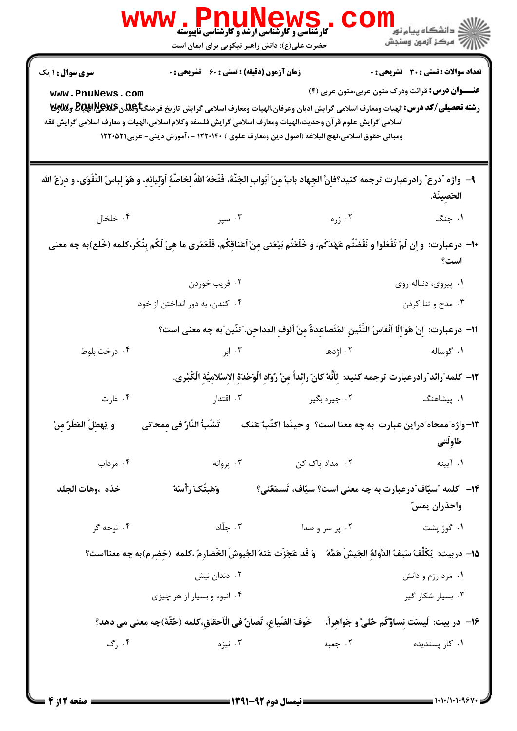**سری سؤال:** ۱ یک | **زمان آزمون (دقیقه) : تستی : ۶۰ تشریحی : ۰** | **تعداد سوالات : تستی : ۳۰ تشریحی : ۰**

**عنـــوان درس:** قرائت ودرک متون عربی،متون عربی (۴)

**رشته تحصیلی/کد درس:** الهیات ومعارف اسلامی گرایش ادیان وعرفان،الهیات ومعارف اسلامی گرایش تاریخ فرهنگ وتمدن اسلامی،الهیات و معارف اسلامی گرایش علوم قرآن وحدیث،الهیات ومعارف اسلامی گرایش فلسفه وکلام اسلامی،الهیات و معارف اسلامی گرایش فقه ومبانی حقوق اسلامی،نهج البلاغه (اصول دین ومعارف علوی ) ۱۲۲۰۱۴۰ - ،آموزش دینی- عربی۱۲۲۰۵۲۱

۹- واژه "درع" رادرعبارت ترجمه کنید؟فانَّ الجِهاد بابٌ مِنْ اَبْوابِ الجَنَّة، فَتَحَهُ اللهُ لِخاصَّةِ اَوْلِيائِهِ، و هُوَ لِباسُ التَّقْوَى، و دِرْعُ الله الحَصِينَةُ.

۱. جنگ
۲. زره
۳. سپر
۴. خلخال

۱۰- درعبارت: و اِن لَمْ تَفْعَلوا و نَقَضْتُم عَهْدَكُم، و خَلَعْتُم بَيْعَتى مِنْ اَعْناقِكُم، فَلَعَمْرى ما هِىَ لَكُم بِنُكْرٍ،کلمه (خَلع)به چه معنی است؟

۱. پیروی، دنباله روی
۲. فریب خوردن
۳. مدح و ثنا کردن
۴. کندن، به دور انداختن از خود

۱۱- درعبارت: اِنْ هُوَ اِلّا اَنْفاسُ التِّنّينِ المُتَصاعِدَةُ مِنْ اُلوفِ المَداخِن."تنّين"به چه معنی است؟

۱. گوساله
۲. اژدها
۳. ابر
۴. درخت بلوط

۱۲- کلمه"رائد"رادرعبارت ترجمه کنید: لِاَنَّهُ كانَ رائِداً مِنْ رُوّادِ الْوَحْدَةِ الاِسْلامِيَّةِ الْكُبْرى.

۱. پیشاهنگ
۲. جیره بگیر
۳. اقتدار
۴. غارت

۱۳- واژه"ممحاه"دراین عبارت به چه معنا است؟ و حينَما اكتُبُ عَنك تَشُبُّ النّارُ فی مِمحاتی و يَهطِلُ المَطَرُ مِنْ طاولَتی

۱. آیینه
۲. مداد پاک کن
۳. پروانه
۴. مرداب

۱۴- کلمه "سيّاف"درعبارت به چه معنی است؟ سيّاف، تَسمَعُنی؟ وَهَبتُكَ رَأسَهُ خذه ،وهات الجلد واحذران يمسّ

۱. گوژ پشت
۲. پر سر و صدا
۳. جلّاد
۴. نوحه گر

۱۵- دربیت: يُكَلِّفُ سَيفُ الدَّولَةِ الجَيشَ هَمَّهُ وَ قَد عَجَزَت عَنهُ الجُيوشُ الخَضارِمُ ،کلمه (خضرم)به چه معنااست؟

۱. مرد رزم و دانش
۲. دندان نیش
۳. بسیار شکار گیر
۴. انبوه و بسیار از هر چیزی

۱۶- در بیت: لَيسَت نِساؤُكُم حُلىً و جَواهِراً خَوفَ الضَّياعِ، تُصانُ فی الْاَحقاقِ،کلمه (حُقّة)چه معنی می دهد؟

۱. کار پسندیده
۲. جعبه
۳. نیزه
۴. رگ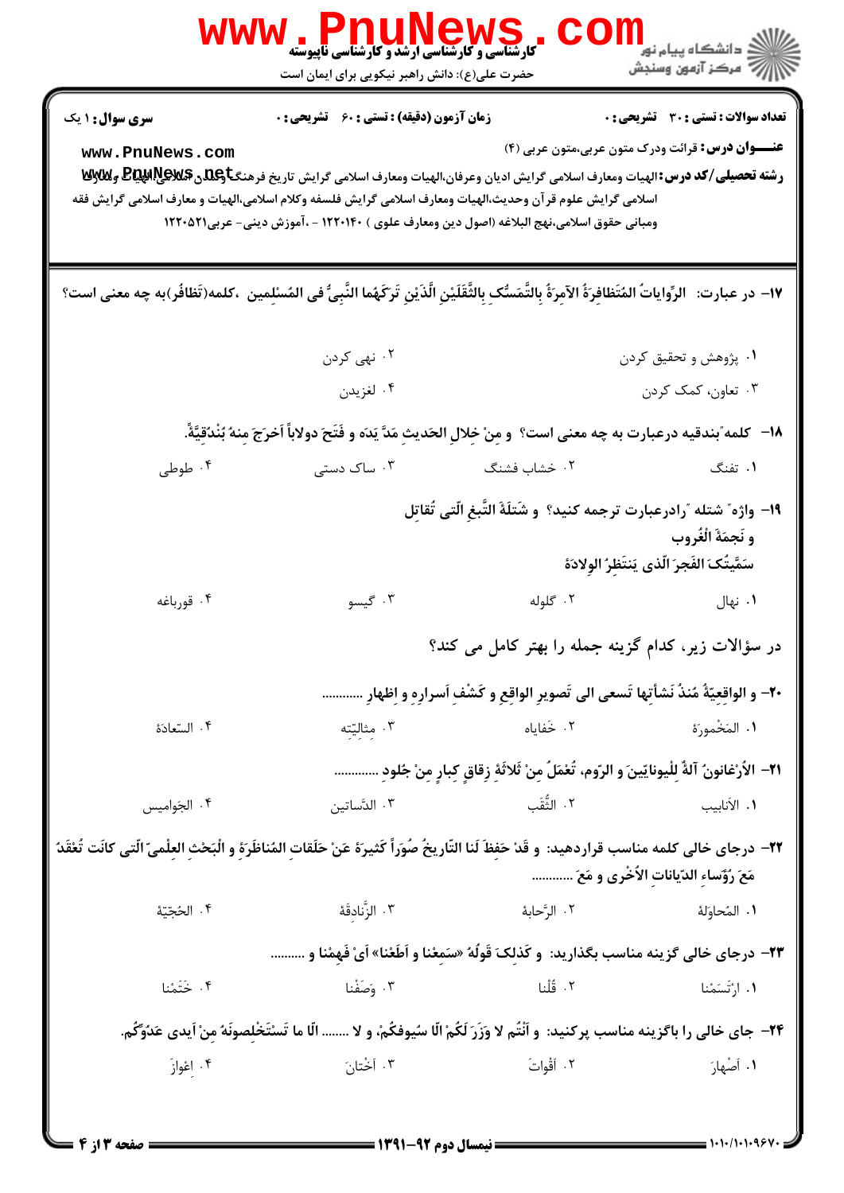**سری سوال:** ۱ یک | **زمان آزمون (دقیقه) : تستی :** ۶۰ **تشریحی :** ۰ | **تعداد سوالات : تستی :** ۳۰ **تشریحی :** ۰

**عنـــوان درس:** قرائت ودرک متون عربی،متون عربی (۴)

**رشته تحصیلی/کد درس:** الهیات ومعارف اسلامی گرایش ادیان وعرفان،الهیات ومعارف اسلامی گرایش تاریخ فرهنگ وتمدن اسلامی،الهیات و معارف اسلامی گرایش علوم قرآن وحدیث،الهیات ومعارف اسلامی گرایش فلسفه وکلام اسلامی،الهیات و معارف اسلامی گرایش فقه ومبانی حقوق اسلامی،نهج البلاغه (اصول دین ومعارف علوی ) ۱۲۲۰۱۴۰ - ،آموزش دینی- عربی۱۲۲۰۵۲۱

۱۷- در عبارت: الرِّوایاتُ المُتَظافِرَةُ الآمِرَةُ بِالتَّمَسُّکِ بِالثَّقَلَیْنِ الَّذَیْنِ تَرَکَهُما النَّبِیُّ فی المُسلِمین ،کلمه(تَظافُر)به چه معنی است؟

۱. پژوهش و تحقیق کردن
۲. نهی کردن
۳. تعاون، کمک کردن
۴. لغزیدن

۱۸- کلمه"بندقیه درعبارت به چه معنی است؟ و مِنْ خِلالِ الحَدیثِ مَدَّ یَدَه و فَتَحَ دولاباً أخرَجَ مِنهُ بُنْدُقِیَّةً.

۱. تفنگ
۲. خشاب فشنگ
۳. ساک دستی
۴. طوطی

۱۹- واژه" شتله "رادرعبارت ترجمه کنید؟ و شَتلَةَ التَّبغِ الّتی تُقاتِل
و نَجمَةَ الغُروب
سَمَّیتُکَ الفَجرَ الّذی یَنتَظِرُ الوِلادَةَ

۱. نهال
۲. گلوله
۳. گیسو
۴. قورباغه

در سؤالات زیر، کدام گزینه جمله را بهتر کامل می کند؟

۲۰- و الواقِعِیّةُ مُنذُ نَشأتِها تَسعی الی تَصویرِ الواقِعِ و کَشْفِ أسرارِهِ و اظهارِ ............

۱. المَخْمورَة
۲. خَفایاه
۳. مثالیّته
۴. السّعادَة

۲۱- الأرْغانونُ آلةٌ لِلْیونانیّینَ و الرّوم، تُعْمَلُ مِنْ ثَلاثَةِ زِقاقٍ کِبارٍ مِنْ جُلودِ ............

۱. الاَنابیب
۲. الثُّقَب
۳. الدَّساتین
۴. الجَوامیس

۲۲- درجای خالی کلمه مناسب قراردهید: و قَدْ حَفِظَ لَنا التّاریخُ صُوَراً کَثیرَةً عَنْ حَلَقاتِ المُناظَرَةِ و الْبَحْثِ العِلْمیّ الّتی کانَت تُعْقَدُ مَعَ رُؤَساءِ الدّیاناتِ الأُخْری و مَعَ ............

۱. المُحاوِلَة
۲. الرَّحابَة
۳. الزَّنادِقَة
۴. الحُجّیّة

۲۳- درجای خالی گزینه مناسب بگذارید: و کَذلکَ قَولُهُ «سَمِعْنا و اَطَعْنا» أیْ فَهِمْنا و .........

۱. ارْتَسَمْنا
۲. قُلْنا
۳. وَصَفْنا
۴. خَتَمْنا

۲۴- جای خالی را باگزینه مناسب پرکنید: و أنْتُم لا وَزَرَ لَکُمْ الّا سُیوفکُمْ، و لا ....... الّا ما تَستَخْلِصونَهُ مِنْ أیدی عَدُوِّکُم.

۱. أصْهارَ
۲. أقْواتَ
۳. أخْتانَ
۴. اِعْوازَ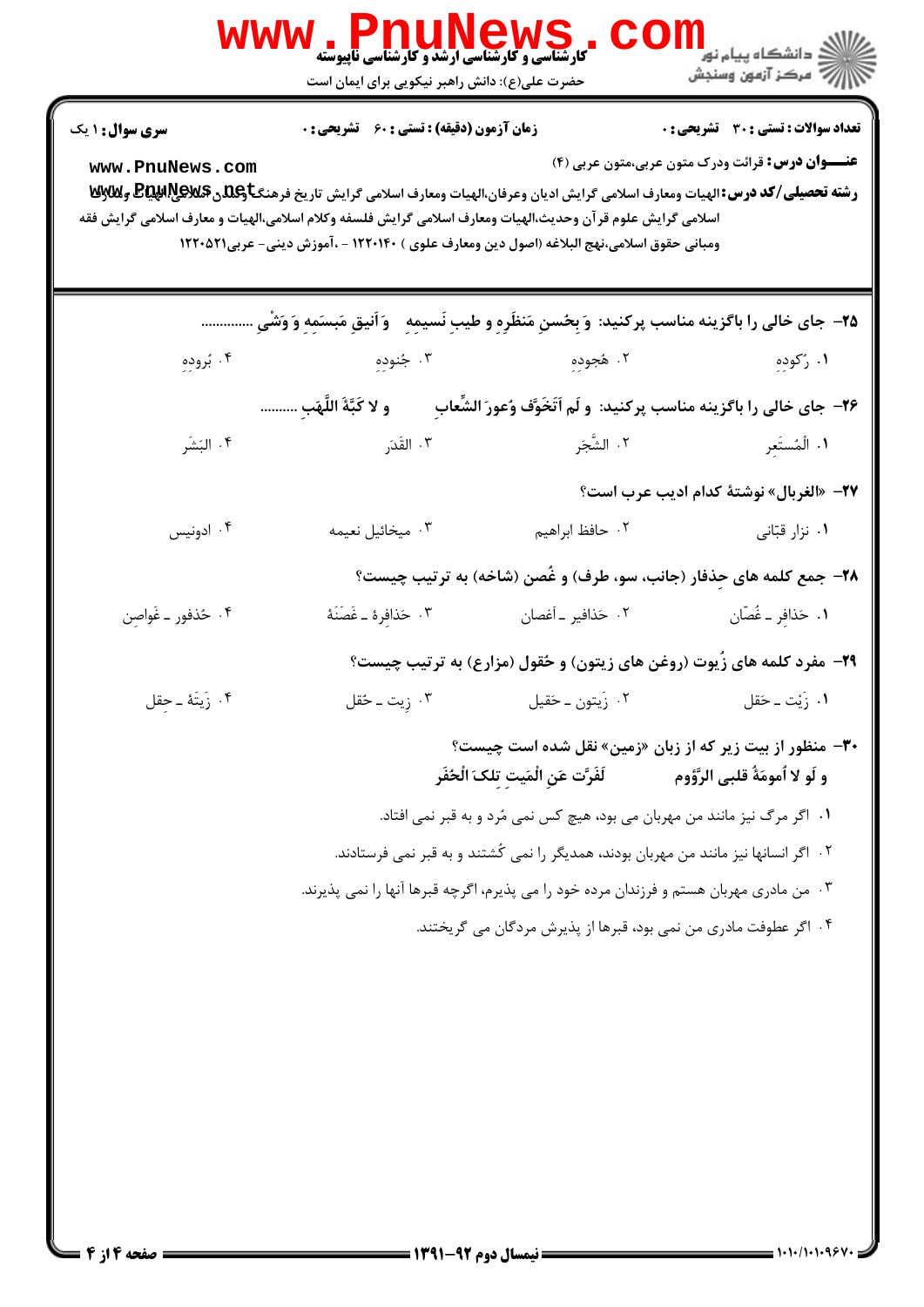**سری سوال:** ۱ یک

**زمان آزمون (دقیقه) : تستی :** ۶۰ **تشریحی :** ۰

**تعداد سوالات : تستی :** ۳۰ **تشریحی :** ۰

**عنـــوان درس:** قرائت ودرک متون عربی،متون عربی (۴)

**رشته تحصیلی/کد درس:** الهیات ومعارف اسلامی گرایش ادیان وعرفان،الهیات ومعارف اسلامی گرایش تاریخ فرهنگ وتمدن اسلامی،الهیات ومعارف اسلامی گرایش علوم قرآن وحدیث،الهیات ومعارف اسلامی گرایش فلسفه وکلام اسلامی،الهیات و معارف اسلامی گرایش فقه ومبانی حقوق اسلامی،نهج البلاغه (اصول دین ومعارف علوی ) ۱۲۲۰۱۴۰ - ،آموزش دینی- عربی۱۲۲۰۵۲۱

۲۵- جای خالی را باگزینه مناسب پرکنید: وَبِحُسنِ مَنظَرِهِ و طیبِ نَسیمِهِ وَأنیقِ مَبسَمِهِ وَوَشْیِ ..............

۱. رُکودِهِ
۲. هُجودِهِ
۳. جُنودِهِ
۴. بُرودِهِ

۲۶- جای خالی را باگزینه مناسب پرکنید: و لَم أتَخَوَّفْ وُعورَ الشِّعابِ و لا کَبَّةَ اللَّهَبِ ..........

۱. الْمُستَعِرِ
۲. الشَّجَرِ
۳. القَدَرِ
۴. البَشَرِ

۲۷- «الغربال» نوشتهٔ کدام ادیب عرب است؟

۱. نزار قبّانی
۲. حافظ ابراهیم
۳. میخائیل نعیمه
۴. ادونیس

۲۸- جمع کلمه های حِذفار (جانب، سو، طرف) و غُصن (شاخه) به ترتیب چیست؟

۱. حَذافِر ـ غُصّان
۲. حَذافیر ـ أغصان
۳. حَذافِرة ـ غَصَنَة
۴. حُذفور ـ غَواصِن

۲۹- مفرد کلمه های زُیوت (روغن های زیتون) و حُقول (مزارع) به ترتیب چیست؟

۱. زَیْت ـ حَقل
۲. زَیتون ـ حَقیل
۳. زِیت ـ حُقل
۴. زَیتَة ـ حِقل

۳۰- منظور از بیت زیر که از زبان «زمین» نقل شده است چیست؟

و لَو لا أمومَةُ قلبی الرَّؤوم    لَفَرَّت عَنِ الْمَیتِ تلکَ الْحُفَر

۱. اگر مرگ نیز مانند من مهربان می بود، هیچ کس نمی مُرد و به قبر نمی افتاد.
۲. اگر انسانها نیز مانند من مهربان بودند، همدیگر را نمی کُشتند و به قبر نمی فرستادند.
۳. من مادری مهربان هستم و فرزندان مرده خود را می پذیرم، اگرچه قبرها آنها را نمی پذیرند.
۴. اگر عطوفت مادری من نمی بود، قبرها از پذیرش مردگان می گریختند.